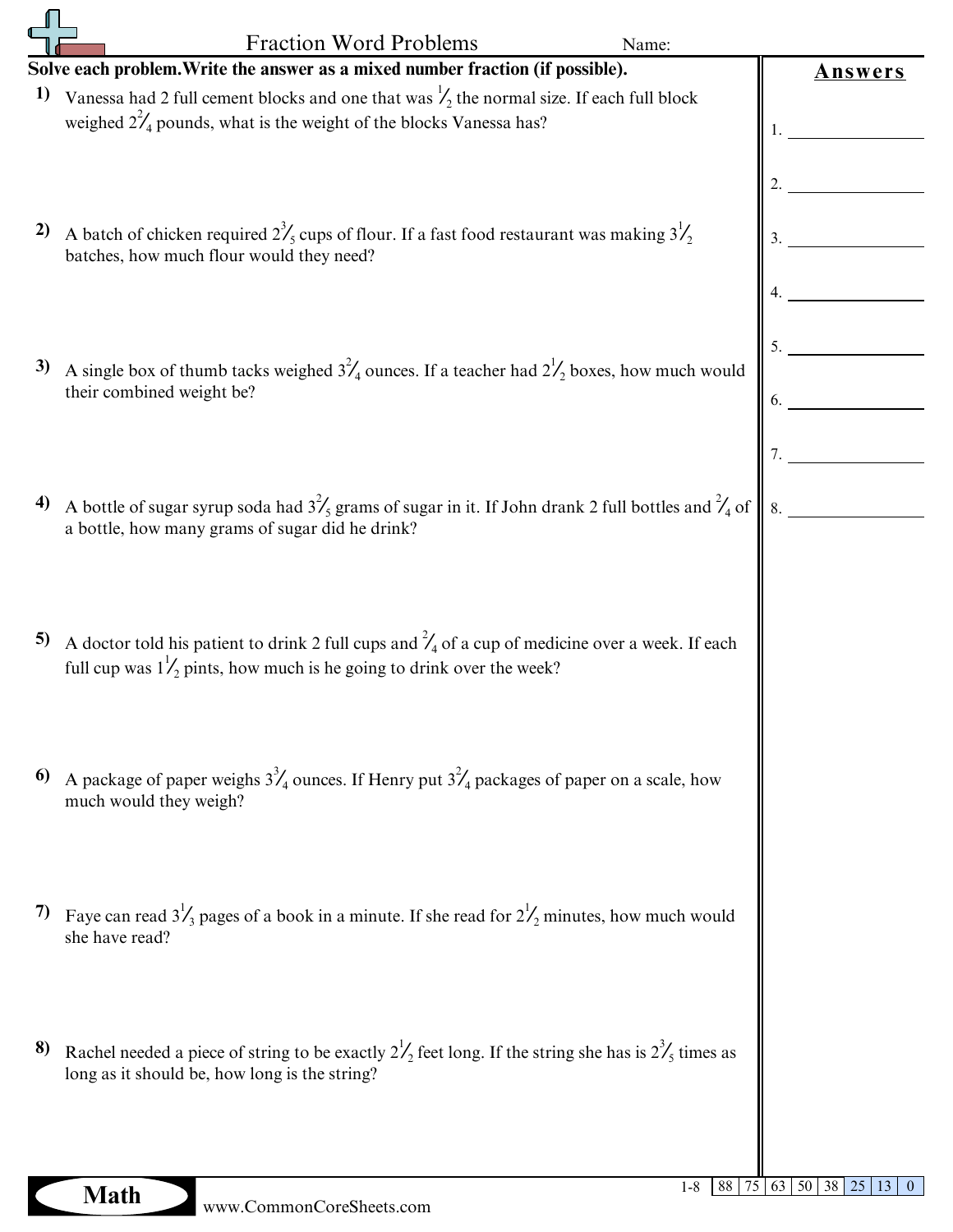# Fraction Word Problems

Name:

**Solve each problem. Write the answer as a mixed number fraction (if possible).**

1) Vanessa had 2 full cement blocks and one that was $\frac{1}{2}$ the normal size. If each full block weighed $2\frac{2}{4}$ pounds, what is the weight of the blocks Vanessa has?

2) A batch of chicken required $2\frac{3}{5}$ cups of flour. If a fast food restaurant was making $3\frac{1}{2}$ batches, how much flour would they need?

3) A single box of thumb tacks weighed $3\frac{2}{4}$ ounces. If a teacher had $2\frac{1}{2}$ boxes, how much would their combined weight be?

4) A bottle of sugar syrup soda had $3\frac{2}{5}$ grams of sugar in it. If John drank 2 full bottles and $\frac{2}{4}$ of a bottle, how many grams of sugar did he drink?

5) A doctor told his patient to drink 2 full cups and $\frac{2}{4}$ of a cup of medicine over a week. If each full cup was $1\frac{1}{2}$ pints, how much is he going to drink over the week?

6) A package of paper weighs $3\frac{3}{4}$ ounces. If Henry put $3\frac{2}{4}$ packages of paper on a scale, how much would they weigh?

7) Faye can read $3\frac{1}{3}$ pages of a book in a minute. If she read for $2\frac{1}{2}$ minutes, how much would she have read?

8) Rachel needed a piece of string to be exactly $2\frac{1}{2}$ feet long. If the string she has is $2\frac{3}{5}$ times as long as it should be, how long is the string?

## Answers

1. ______________
2. ______________
3. ______________
4. ______________
5. ______________
6. ______________
7. ______________
8. ______________

| 1-8 | 88 | 75 | 63 | 50 | 38 | 25 | 13 | 0 |
|---|---|---|---|---|---|---|---|---|

**Math**

www.CommonCoreSheets.com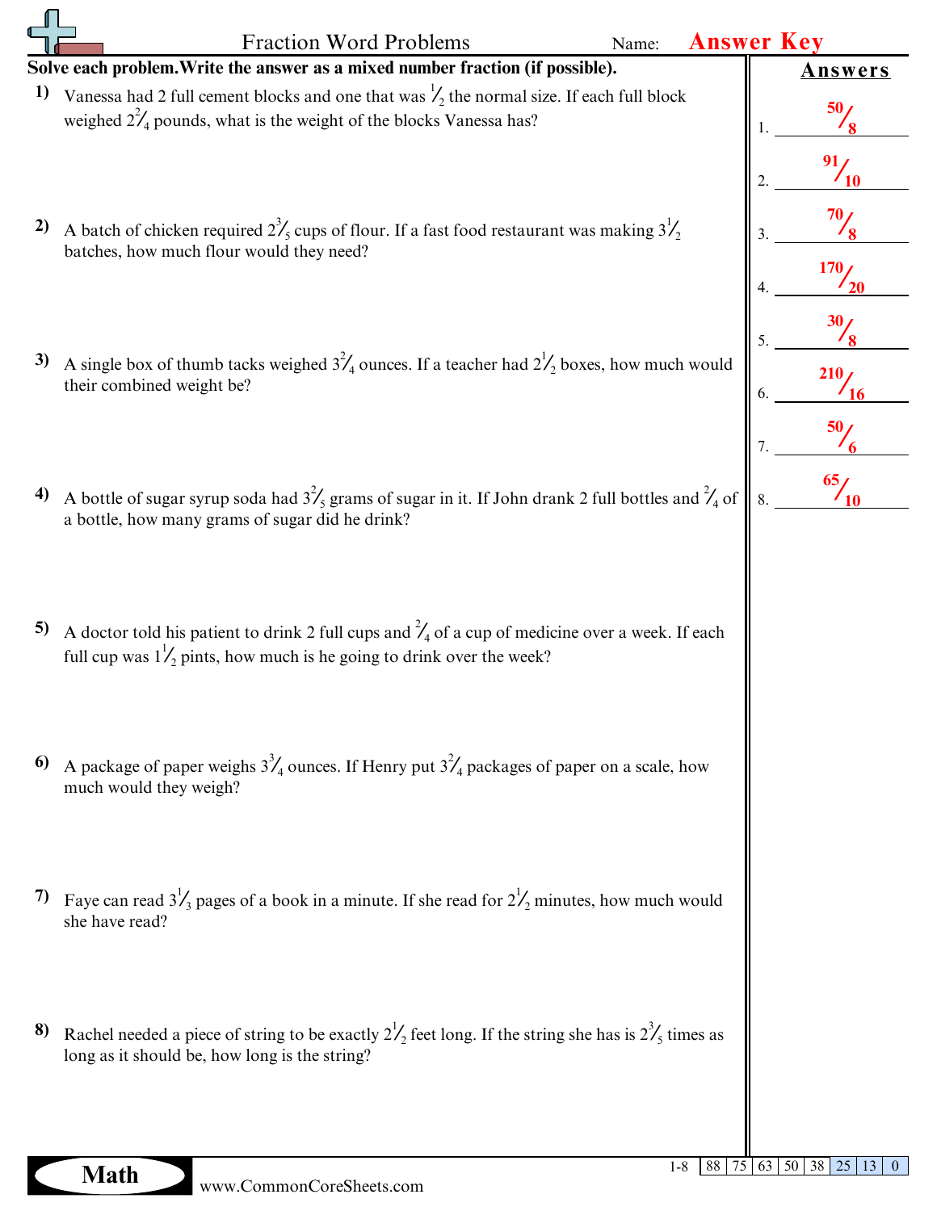# Fraction Word Problems

Name: **Answer Key**

**Solve each problem. Write the answer as a mixed number fraction (if possible).**

**1)** Vanessa had 2 full cement blocks and one that was $\frac{1}{2}$ the normal size. If each full block weighed $2\frac{2}{4}$ pounds, what is the weight of the blocks Vanessa has?

**2)** A batch of chicken required $2\frac{3}{5}$ cups of flour. If a fast food restaurant was making $3\frac{1}{2}$ batches, how much flour would they need?

**3)** A single box of thumb tacks weighed $3\frac{2}{4}$ ounces. If a teacher had $2\frac{1}{2}$ boxes, how much would their combined weight be?

**4)** A bottle of sugar syrup soda had $3\frac{2}{5}$ grams of sugar in it. If John drank 2 full bottles and $\frac{2}{4}$ of a bottle, how many grams of sugar did he drink?

**5)** A doctor told his patient to drink 2 full cups and $\frac{2}{4}$ of a cup of medicine over a week. If each full cup was $1\frac{1}{2}$ pints, how much is he going to drink over the week?

**6)** A package of paper weighs $3\frac{3}{4}$ ounces. If Henry put $3\frac{2}{4}$ packages of paper on a scale, how much would they weigh?

**7)** Faye can read $3\frac{1}{3}$ pages of a book in a minute. If she read for $2\frac{1}{2}$ minutes, how much would she have read?

**8)** Rachel needed a piece of string to be exactly $2\frac{1}{2}$ feet long. If the string she has is $2\frac{3}{5}$ times as long as it should be, how long is the string?

## Answers

1. $\frac{50}{8}$
2. $\frac{91}{10}$
3. $\frac{70}{8}$
4. $\frac{170}{20}$
5. $\frac{30}{8}$
6. $\frac{210}{16}$
7. $\frac{50}{6}$
8. $\frac{65}{10}$

| 1-8 | 88 | 75 | 63 | 50 | 38 | 25 | 13 | 0 |
|---|---|---|---|---|---|---|---|---|

Math

www.CommonCoreSheets.com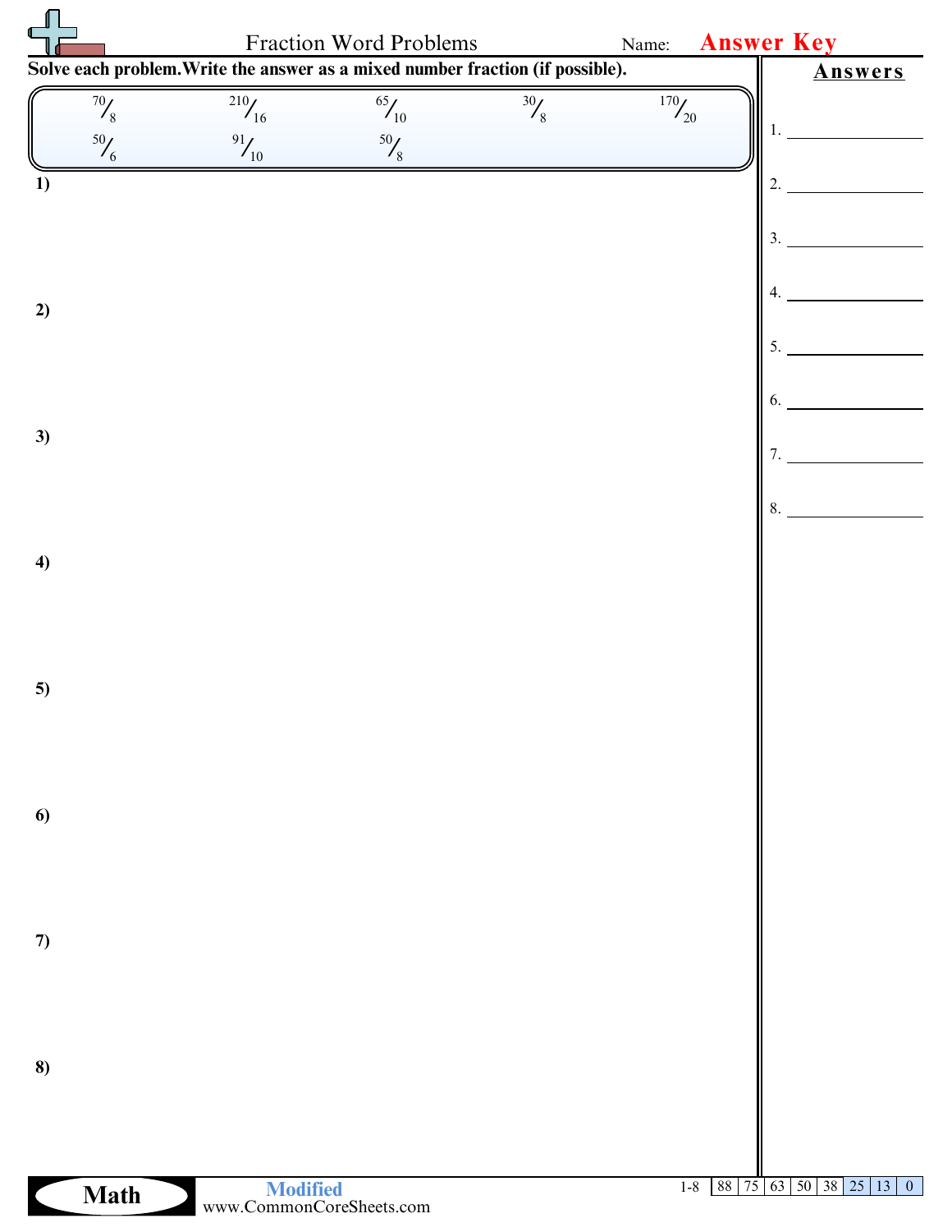# Fraction Word Problems

Name: **Answer Key**

**Solve each problem. Write the answer as a mixed number fraction (if possible).**

| | | | | |
|---|---|---|---|---|
| $\frac{70}{8}$ | $\frac{210}{16}$ | $\frac{65}{10}$ | $\frac{30}{8}$ | $\frac{170}{20}$ |
| $\frac{50}{6}$ | $\frac{91}{10}$ | $\frac{50}{8}$ | | |

**1)**

**2)**

**3)**

**4)**

**5)**

**6)**

**7)**

**8)**

## Answers

1. ______
2. ______
3. ______
4. ______
5. ______
6. ______
7. ______
8. ______

Math

Modified

www.CommonCoreSheets.com

| 1-8 | 88 | 75 | 63 | 50 | 38 | 25 | 13 | 0 |
|---|---|---|---|---|---|---|---|---|